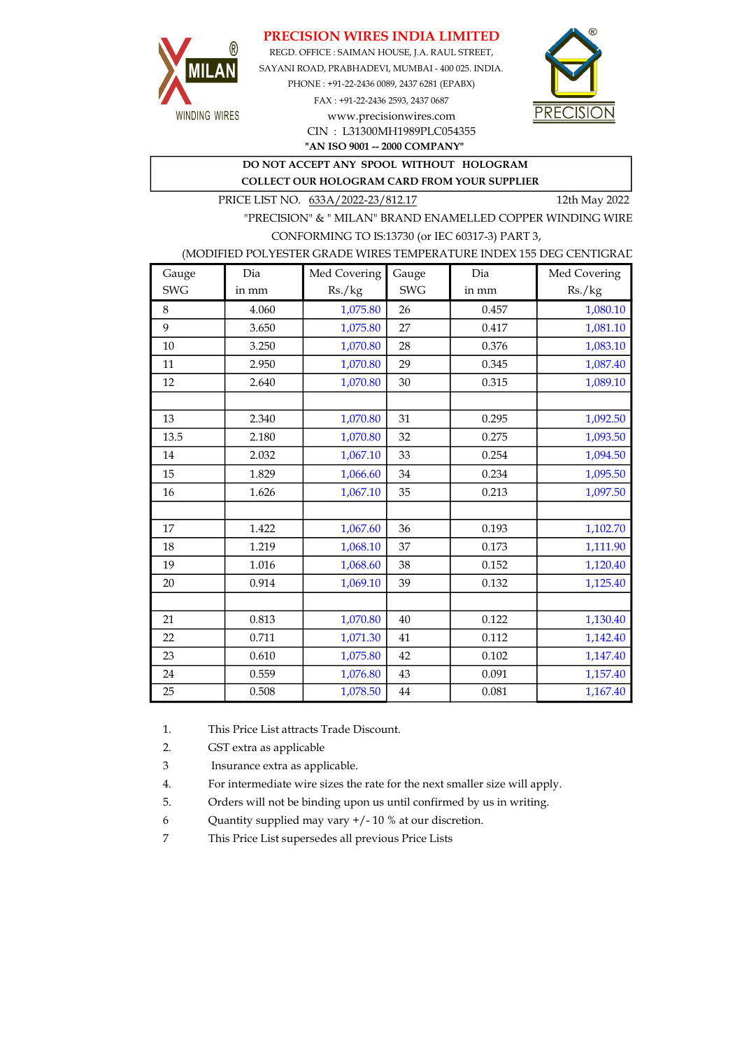# PRECISION WIRES INDIA LIMITED

REGD. OFFICE : SAIMAN HOUSE, J.A. RAUL STREET,
SAYANI ROAD, PRABHADEVI, MUMBAI - 400 025. INDIA.
PHONE : +91-22-2436 0089, 2437 6281 (EPABX)
FAX : +91-22-2436 2593, 2437 0687
www.precisionwires.com
CIN : L31300MH1989PLC054355
**"AN ISO 9001 -- 2000 COMPANY"**

MILAN® WINDING WIRES

PRECISION®

**DO NOT ACCEPT ANY SPOOL WITHOUT HOLOGRAM**
**COLLECT OUR HOLOGRAM CARD FROM YOUR SUPPLIER**

PRICE LIST NO. 633A/2022-23/812.17 12th May 2022

"PRECISION" & " MILAN" BRAND ENAMELLED COPPER WINDING WIRE
CONFORMING TO IS:13730 (or IEC 60317-3) PART 3,
(MODIFIED POLYESTER GRADE WIRES TEMPERATURE INDEX 155 DEG CENTIGRAD

| Gauge SWG | Dia in mm | Med Covering Rs./kg | Gauge SWG | Dia in mm | Med Covering Rs./kg |
|---|---|---|---|---|---|
| 8 | 4.060 | 1,075.80 | 26 | 0.457 | 1,080.10 |
| 9 | 3.650 | 1,075.80 | 27 | 0.417 | 1,081.10 |
| 10 | 3.250 | 1,070.80 | 28 | 0.376 | 1,083.10 |
| 11 | 2.950 | 1,070.80 | 29 | 0.345 | 1,087.40 |
| 12 | 2.640 | 1,070.80 | 30 | 0.315 | 1,089.10 |
| | | | | | |
| 13 | 2.340 | 1,070.80 | 31 | 0.295 | 1,092.50 |
| 13.5 | 2.180 | 1,070.80 | 32 | 0.275 | 1,093.50 |
| 14 | 2.032 | 1,067.10 | 33 | 0.254 | 1,094.50 |
| 15 | 1.829 | 1,066.60 | 34 | 0.234 | 1,095.50 |
| 16 | 1.626 | 1,067.10 | 35 | 0.213 | 1,097.50 |
| | | | | | |
| 17 | 1.422 | 1,067.60 | 36 | 0.193 | 1,102.70 |
| 18 | 1.219 | 1,068.10 | 37 | 0.173 | 1,111.90 |
| 19 | 1.016 | 1,068.60 | 38 | 0.152 | 1,120.40 |
| 20 | 0.914 | 1,069.10 | 39 | 0.132 | 1,125.40 |
| | | | | | |
| 21 | 0.813 | 1,070.80 | 40 | 0.122 | 1,130.40 |
| 22 | 0.711 | 1,071.30 | 41 | 0.112 | 1,142.40 |
| 23 | 0.610 | 1,075.80 | 42 | 0.102 | 1,147.40 |
| 24 | 0.559 | 1,076.80 | 43 | 0.091 | 1,157.40 |
| 25 | 0.508 | 1,078.50 | 44 | 0.081 | 1,167.40 |

1. This Price List attracts Trade Discount.
2. GST extra as applicable
3 Insurance extra as applicable.
4. For intermediate wire sizes the rate for the next smaller size will apply.
5. Orders will not be binding upon us until confirmed by us in writing.
6 Quantity supplied may vary +/- 10 % at our discretion.
7 This Price List supersedes all previous Price Lists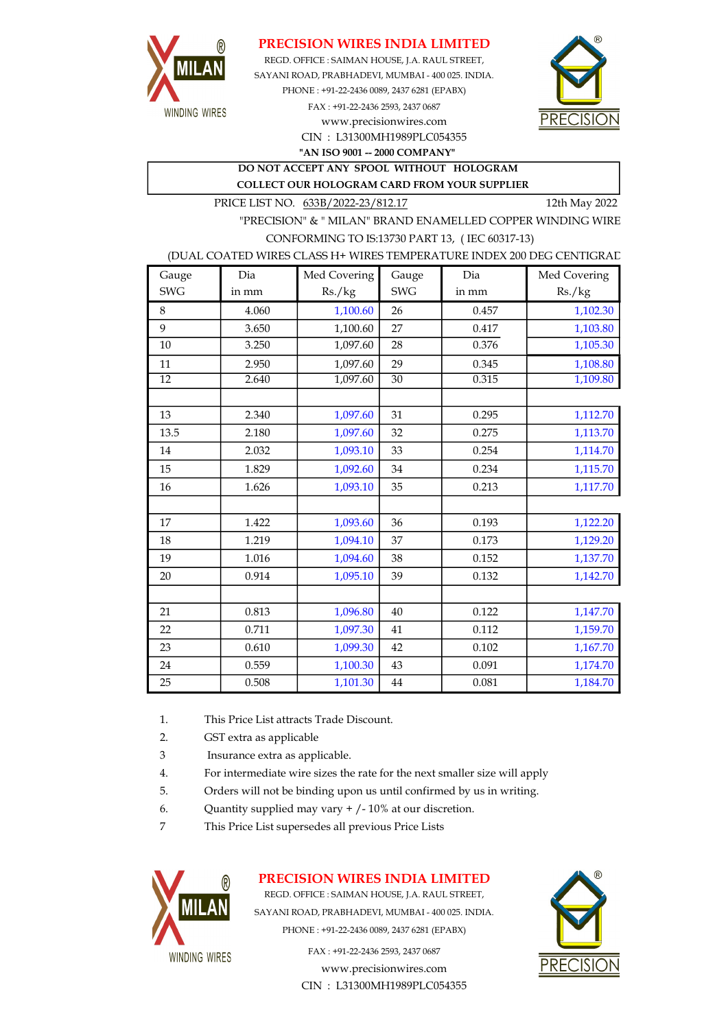**PRECISION WIRES INDIA LIMITED**

REGD. OFFICE : SAIMAN HOUSE, J.A. RAUL STREET,
SAYANI ROAD, PRABHADEVI, MUMBAI - 400 025. INDIA.
PHONE : +91-22-2436 0089, 2437 6281 (EPABX)
FAX : +91-22-2436 2593, 2437 0687
www.precisionwires.com
CIN : L31300MH1989PLC054355
**"AN ISO 9001 -- 2000 COMPANY"**

**DO NOT ACCEPT ANY SPOOL WITHOUT HOLOGRAM**
**COLLECT OUR HOLOGRAM CARD FROM YOUR SUPPLIER**

PRICE LIST NO. 633B/2022-23/812.17 — 12th May 2022

"PRECISION" & " MILAN" BRAND ENAMELLED COPPER WINDING WIRE
CONFORMING TO IS:13730 PART 13, ( IEC 60317-13)
(DUAL COATED WIRES CLASS H+ WIRES TEMPERATURE INDEX 200 DEG CENTIGRAD

| Gauge SWG | Dia in mm | Med Covering Rs./kg | Gauge SWG | Dia in mm | Med Covering Rs./kg |
|---|---|---|---|---|---|
| 8 | 4.060 | 1,100.60 | 26 | 0.457 | 1,102.30 |
| 9 | 3.650 | 1,100.60 | 27 | 0.417 | 1,103.80 |
| 10 | 3.250 | 1,097.60 | 28 | 0.376 | 1,105.30 |
| 11 | 2.950 | 1,097.60 | 29 | 0.345 | 1,108.80 |
| 12 | 2.640 | 1,097.60 | 30 | 0.315 | 1,109.80 |
| | | | | | |
| 13 | 2.340 | 1,097.60 | 31 | 0.295 | 1,112.70 |
| 13.5 | 2.180 | 1,097.60 | 32 | 0.275 | 1,113.70 |
| 14 | 2.032 | 1,093.10 | 33 | 0.254 | 1,114.70 |
| 15 | 1.829 | 1,092.60 | 34 | 0.234 | 1,115.70 |
| 16 | 1.626 | 1,093.10 | 35 | 0.213 | 1,117.70 |
| | | | | | |
| 17 | 1.422 | 1,093.60 | 36 | 0.193 | 1,122.20 |
| 18 | 1.219 | 1,094.10 | 37 | 0.173 | 1,129.20 |
| 19 | 1.016 | 1,094.60 | 38 | 0.152 | 1,137.70 |
| 20 | 0.914 | 1,095.10 | 39 | 0.132 | 1,142.70 |
| | | | | | |
| 21 | 0.813 | 1,096.80 | 40 | 0.122 | 1,147.70 |
| 22 | 0.711 | 1,097.30 | 41 | 0.112 | 1,159.70 |
| 23 | 0.610 | 1,099.30 | 42 | 0.102 | 1,167.70 |
| 24 | 0.559 | 1,100.30 | 43 | 0.091 | 1,174.70 |
| 25 | 0.508 | 1,101.30 | 44 | 0.081 | 1,184.70 |

1. This Price List attracts Trade Discount.
2. GST extra as applicable
3. Insurance extra as applicable.
4. For intermediate wire sizes the rate for the next smaller size will apply
5. Orders will not be binding upon us until confirmed by us in writing.
6. Quantity supplied may vary + /- 10% at our discretion.
7. This Price List supersedes all previous Price Lists

**PRECISION WIRES INDIA LIMITED**

REGD. OFFICE : SAIMAN HOUSE, J.A. RAUL STREET,
SAYANI ROAD, PRABHADEVI, MUMBAI - 400 025. INDIA.
PHONE : +91-22-2436 0089, 2437 6281 (EPABX)
FAX : +91-22-2436 2593, 2437 0687
www.precisionwires.com
CIN : L31300MH1989PLC054355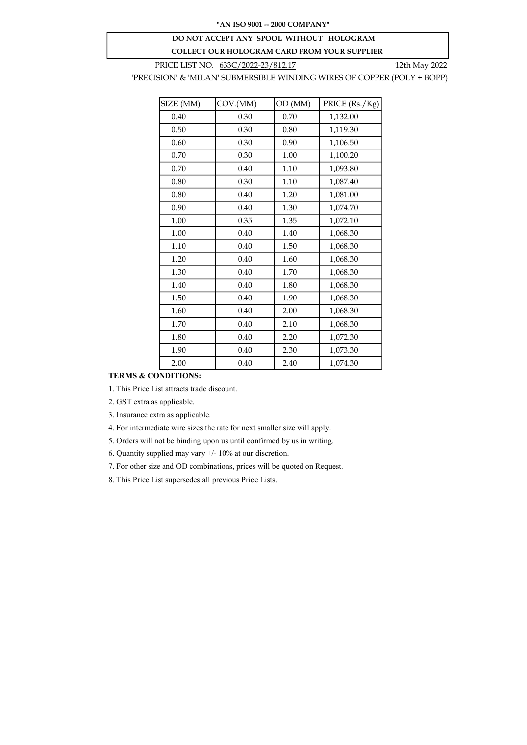**"AN ISO 9001 -- 2000 COMPANY"**

**DO NOT ACCEPT ANY SPOOL WITHOUT HOLOGRAM**

**COLLECT OUR HOLOGRAM CARD FROM YOUR SUPPLIER**

PRICE LIST NO. 633C/2022-23/812.17 12th May 2022

'PRECISION' & 'MILAN' SUBMERSIBLE WINDING WIRES OF COPPER (POLY + BOPP)

| SIZE (MM) | COV.(MM) | OD (MM) | PRICE (Rs./Kg) |
|---|---|---|---|
| 0.40 | 0.30 | 0.70 | 1,132.00 |
| 0.50 | 0.30 | 0.80 | 1,119.30 |
| 0.60 | 0.30 | 0.90 | 1,106.50 |
| 0.70 | 0.30 | 1.00 | 1,100.20 |
| 0.70 | 0.40 | 1.10 | 1,093.80 |
| 0.80 | 0.30 | 1.10 | 1,087.40 |
| 0.80 | 0.40 | 1.20 | 1,081.00 |
| 0.90 | 0.40 | 1.30 | 1,074.70 |
| 1.00 | 0.35 | 1.35 | 1,072.10 |
| 1.00 | 0.40 | 1.40 | 1,068.30 |
| 1.10 | 0.40 | 1.50 | 1,068.30 |
| 1.20 | 0.40 | 1.60 | 1,068.30 |
| 1.30 | 0.40 | 1.70 | 1,068.30 |
| 1.40 | 0.40 | 1.80 | 1,068.30 |
| 1.50 | 0.40 | 1.90 | 1,068.30 |
| 1.60 | 0.40 | 2.00 | 1,068.30 |
| 1.70 | 0.40 | 2.10 | 1,068.30 |
| 1.80 | 0.40 | 2.20 | 1,072.30 |
| 1.90 | 0.40 | 2.30 | 1,073.30 |
| 2.00 | 0.40 | 2.40 | 1,074.30 |

**TERMS & CONDITIONS:**

1. This Price List attracts trade discount.
2. GST extra as applicable.
3. Insurance extra as applicable.
4. For intermediate wire sizes the rate for next smaller size will apply.
5. Orders will not be binding upon us until confirmed by us in writing.
6. Quantity supplied may vary +/- 10% at our discretion.
7. For other size and OD combinations, prices will be quoted on Request.
8. This Price List supersedes all previous Price Lists.